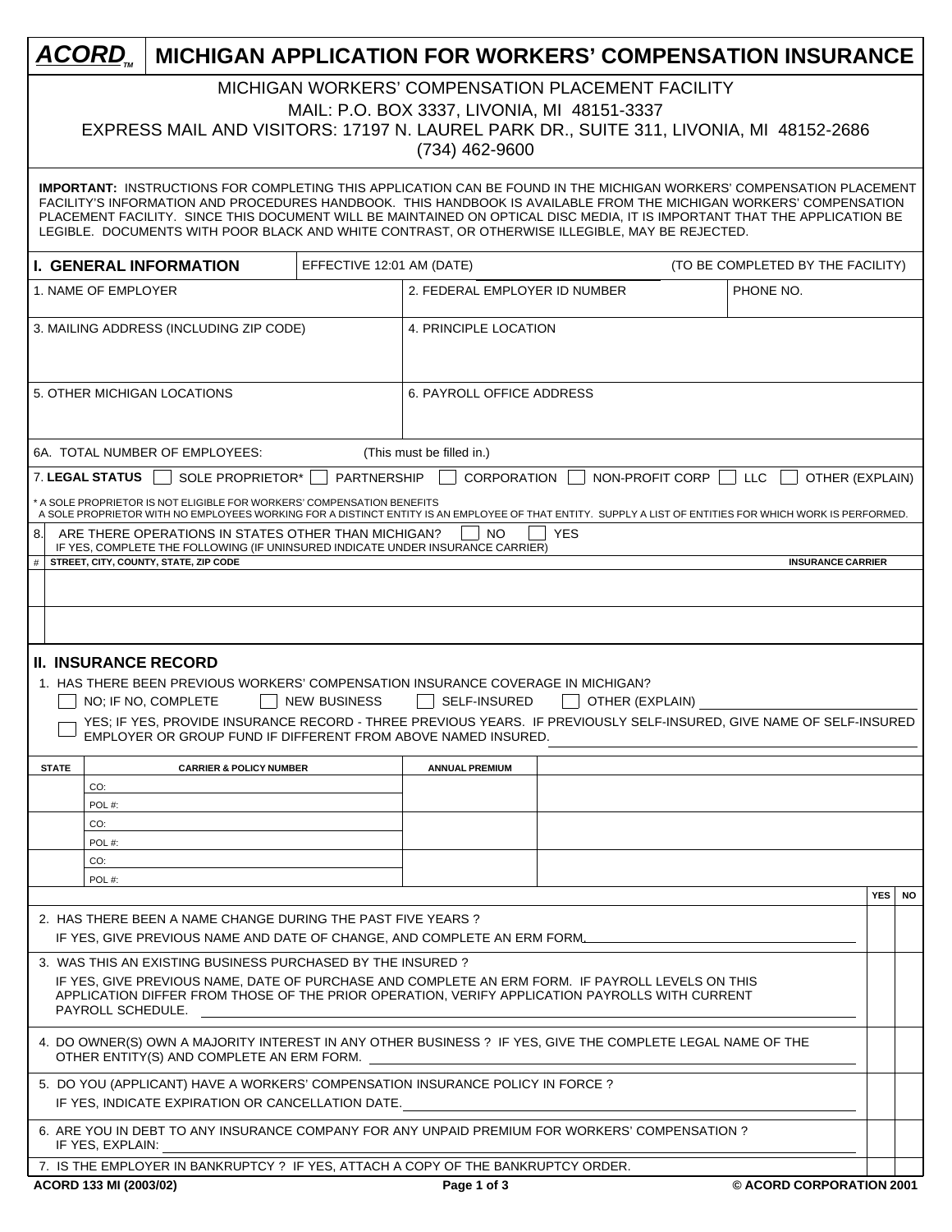# ACORD™ MICHIGAN APPLICATION FOR WORKERS' COMPENSATION INSURANCE

MICHIGAN WORKERS' COMPENSATION PLACEMENT FACILITY
MAIL: P.O. BOX 3337, LIVONIA, MI 48151-3337
EXPRESS MAIL AND VISITORS: 17197 N. LAUREL PARK DR., SUITE 311, LIVONIA, MI 48152-2686
(734) 462-9600

**IMPORTANT:** INSTRUCTIONS FOR COMPLETING THIS APPLICATION CAN BE FOUND IN THE MICHIGAN WORKERS' COMPENSATION PLACEMENT FACILITY'S INFORMATION AND PROCEDURES HANDBOOK. THIS HANDBOOK IS AVAILABLE FROM THE MICHIGAN WORKERS' COMPENSATION PLACEMENT FACILITY. SINCE THIS DOCUMENT WILL BE MAINTAINED ON OPTICAL DISC MEDIA, IT IS IMPORTANT THAT THE APPLICATION BE LEGIBLE. DOCUMENTS WITH POOR BLACK AND WHITE CONTRAST, OR OTHERWISE ILLEGIBLE, MAY BE REJECTED.

## I. GENERAL INFORMATION

EFFECTIVE 12:01 AM (DATE) ______ (TO BE COMPLETED BY THE FACILITY)

| 1. NAME OF EMPLOYER | 2. FEDERAL EMPLOYER ID NUMBER | PHONE NO. |
|---|---|---|
| 3. MAILING ADDRESS (INCLUDING ZIP CODE) | 4. PRINCIPLE LOCATION | |
| 5. OTHER MICHIGAN LOCATIONS | 6. PAYROLL OFFICE ADDRESS | |

6A. TOTAL NUMBER OF EMPLOYEES: (This must be filled in.)

7. **LEGAL STATUS** ☐ SOLE PROPRIETOR* ☐ PARTNERSHIP ☐ CORPORATION ☐ NON-PROFIT CORP ☐ LLC ☐ OTHER (EXPLAIN)

* A SOLE PROPRIETOR IS NOT ELIGIBLE FOR WORKERS' COMPENSATION BENEFITS
A SOLE PROPRIETOR WITH NO EMPLOYEES WORKING FOR A DISTINCT ENTITY IS AN EMPLOYEE OF THAT ENTITY. SUPPLY A LIST OF ENTITIES FOR WHICH WORK IS PERFORMED.

8. ARE THERE OPERATIONS IN STATES OTHER THAN MICHIGAN? ☐ NO ☐ YES
IF YES, COMPLETE THE FOLLOWING (IF UNINSURED INDICATE UNDER INSURANCE CARRIER)

| # | STREET, CITY, COUNTY, STATE, ZIP CODE | INSURANCE CARRIER |
|---|---|---|
| | | |
| | | |

## II. INSURANCE RECORD

1. HAS THERE BEEN PREVIOUS WORKERS' COMPENSATION INSURANCE COVERAGE IN MICHIGAN?

☐ NO; IF NO, COMPLETE ☐ NEW BUSINESS ☐ SELF-INSURED ☐ OTHER (EXPLAIN) ______

☐ YES; IF YES, PROVIDE INSURANCE RECORD - THREE PREVIOUS YEARS. IF PREVIOUSLY SELF-INSURED, GIVE NAME OF SELF-INSURED EMPLOYER OR GROUP FUND IF DIFFERENT FROM ABOVE NAMED INSURED. ______

| STATE | CARRIER & POLICY NUMBER | ANNUAL PREMIUM | |
|---|---|---|---|
| | CO:<br>POL #: | | |
| | CO:<br>POL #: | | |
| | CO:<br>POL #: | | |

| | YES | NO |
|---|---|---|
| 2. HAS THERE BEEN A NAME CHANGE DURING THE PAST FIVE YEARS ?<br>IF YES, GIVE PREVIOUS NAME AND DATE OF CHANGE, AND COMPLETE AN ERM FORM. ______ | | |
| 3. WAS THIS AN EXISTING BUSINESS PURCHASED BY THE INSURED ?<br>IF YES, GIVE PREVIOUS NAME, DATE OF PURCHASE AND COMPLETE AN ERM FORM. IF PAYROLL LEVELS ON THIS APPLICATION DIFFER FROM THOSE OF THE PRIOR OPERATION, VERIFY APPLICATION PAYROLLS WITH CURRENT PAYROLL SCHEDULE. ______ | | |
| 4. DO OWNER(S) OWN A MAJORITY INTEREST IN ANY OTHER BUSINESS ? IF YES, GIVE THE COMPLETE LEGAL NAME OF THE OTHER ENTITY(S) AND COMPLETE AN ERM FORM. ______ | | |
| 5. DO YOU (APPLICANT) HAVE A WORKERS' COMPENSATION INSURANCE POLICY IN FORCE ?<br>IF YES, INDICATE EXPIRATION OR CANCELLATION DATE. ______ | | |
| 6. ARE YOU IN DEBT TO ANY INSURANCE COMPANY FOR ANY UNPAID PREMIUM FOR WORKERS' COMPENSATION ?<br>IF YES, EXPLAIN: ______ | | |
| 7. IS THE EMPLOYER IN BANKRUPTCY ? IF YES, ATTACH A COPY OF THE BANKRUPTCY ORDER. | | |

ACORD 133 MI (2003/02) © ACORD CORPORATION 2001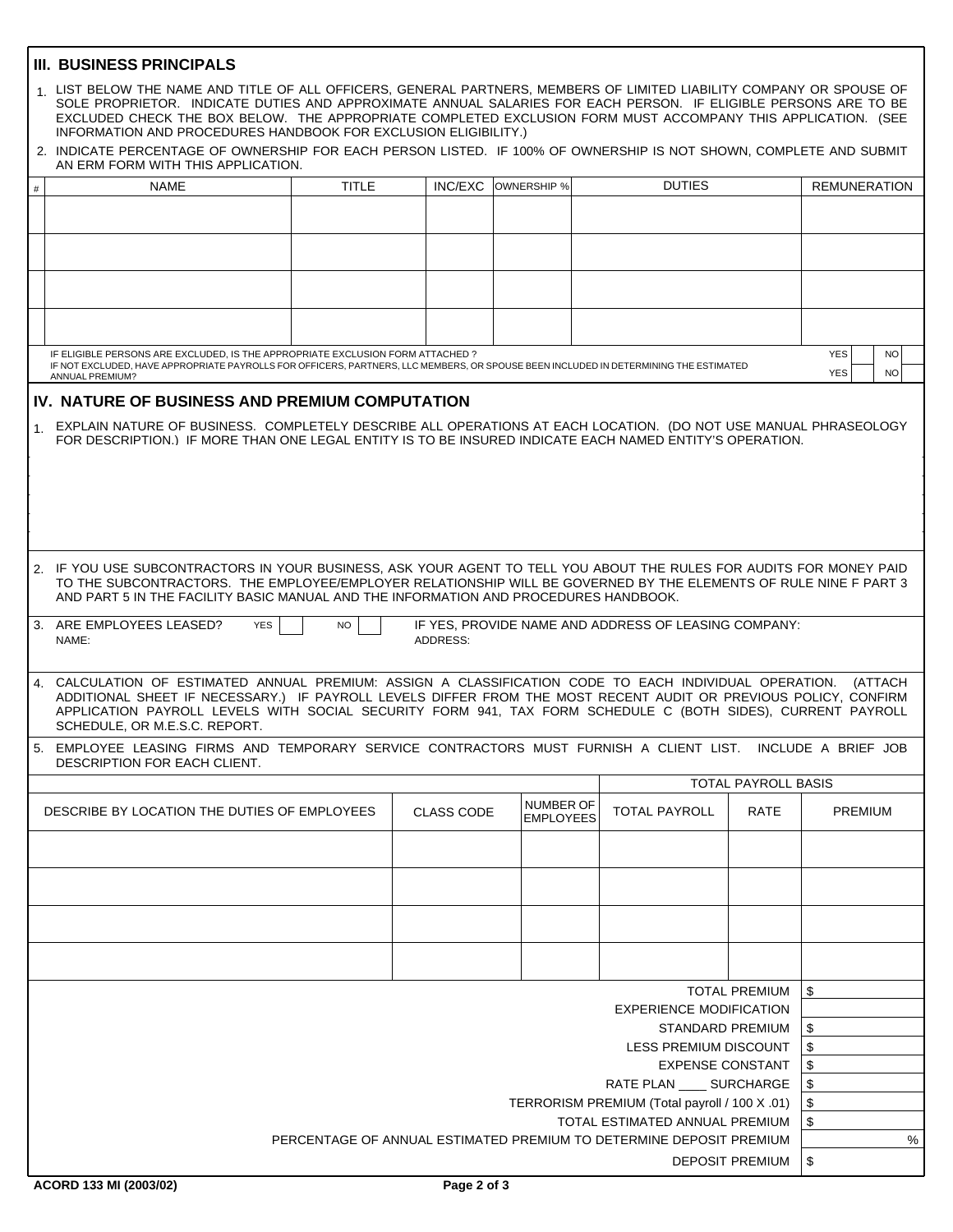## III. BUSINESS PRINCIPALS

1. LIST BELOW THE NAME AND TITLE OF ALL OFFICERS, GENERAL PARTNERS, MEMBERS OF LIMITED LIABILITY COMPANY OR SPOUSE OF SOLE PROPRIETOR. INDICATE DUTIES AND APPROXIMATE ANNUAL SALARIES FOR EACH PERSON. IF ELIGIBLE PERSONS ARE TO BE EXCLUDED CHECK THE BOX BELOW. THE APPROPRIATE COMPLETED EXCLUSION FORM MUST ACCOMPANY THIS APPLICATION. (SEE INFORMATION AND PROCEDURES HANDBOOK FOR EXCLUSION ELIGIBILITY.)
2. INDICATE PERCENTAGE OF OWNERSHIP FOR EACH PERSON LISTED. IF 100% OF OWNERSHIP IS NOT SHOWN, COMPLETE AND SUBMIT AN ERM FORM WITH THIS APPLICATION.

| # | NAME | TITLE | INC/EXC | OWNERSHIP % | DUTIES | REMUNERATION |
|---|---|---|---|---|---|---|
| | | | | | | |
| | | | | | | |
| | | | | | | |
| | | | | | | |

IF ELIGIBLE PERSONS ARE EXCLUDED, IS THE APPROPRIATE EXCLUSION FORM ATTACHED ? YES ☐ NO ☐

IF NOT EXCLUDED, HAVE APPROPRIATE PAYROLLS FOR OFFICERS, PARTNERS, LLC MEMBERS, OR SPOUSE BEEN INCLUDED IN DETERMINING THE ESTIMATED ANNUAL PREMIUM? YES ☐ NO ☐

## IV. NATURE OF BUSINESS AND PREMIUM COMPUTATION

1. EXPLAIN NATURE OF BUSINESS. COMPLETELY DESCRIBE ALL OPERATIONS AT EACH LOCATION. (DO NOT USE MANUAL PHRASEOLOGY FOR DESCRIPTION.) IF MORE THAN ONE LEGAL ENTITY IS TO BE INSURED INDICATE EACH NAMED ENTITY'S OPERATION.

2. IF YOU USE SUBCONTRACTORS IN YOUR BUSINESS, ASK YOUR AGENT TO TELL YOU ABOUT THE RULES FOR AUDITS FOR MONEY PAID TO THE SUBCONTRACTORS. THE EMPLOYEE/EMPLOYER RELATIONSHIP WILL BE GOVERNED BY THE ELEMENTS OF RULE NINE F PART 3 AND PART 5 IN THE FACILITY BASIC MANUAL AND THE INFORMATION AND PROCEDURES HANDBOOK.

3. ARE EMPLOYEES LEASED? YES ☐ NO ☐ IF YES, PROVIDE NAME AND ADDRESS OF LEASING COMPANY:
   NAME: ADDRESS:

4. CALCULATION OF ESTIMATED ANNUAL PREMIUM: ASSIGN A CLASSIFICATION CODE TO EACH INDIVIDUAL OPERATION. (ATTACH ADDITIONAL SHEET IF NECESSARY.) IF PAYROLL LEVELS DIFFER FROM THE MOST RECENT AUDIT OR PREVIOUS POLICY, CONFIRM APPLICATION PAYROLL LEVELS WITH SOCIAL SECURITY FORM 941, TAX FORM SCHEDULE C (BOTH SIDES), CURRENT PAYROLL SCHEDULE, OR M.E.S.C. REPORT.

5. EMPLOYEE LEASING FIRMS AND TEMPORARY SERVICE CONTRACTORS MUST FURNISH A CLIENT LIST. INCLUDE A BRIEF JOB DESCRIPTION FOR EACH CLIENT.

| DESCRIBE BY LOCATION THE DUTIES OF EMPLOYEES | CLASS CODE | NUMBER OF EMPLOYEES | TOTAL PAYROLL BASIS | | |
|---|---|---|---|---|---|
| | | | TOTAL PAYROLL | RATE | PREMIUM |
| | | | | | |
| | | | | | |
| | | | | | |
| | | | | | |

| | |
|---|---|
| TOTAL PREMIUM | $ |
| EXPERIENCE MODIFICATION | |
| STANDARD PREMIUM | $ |
| LESS PREMIUM DISCOUNT | $ |
| EXPENSE CONSTANT | $ |
| RATE PLAN ____ SURCHARGE | $ |
| TERRORISM PREMIUM (Total payroll / 100 X .01) | $ |
| TOTAL ESTIMATED ANNUAL PREMIUM | $ |
| PERCENTAGE OF ANNUAL ESTIMATED PREMIUM TO DETERMINE DEPOSIT PREMIUM | % |
| DEPOSIT PREMIUM | $ |

ACORD 133 MI (2003/02)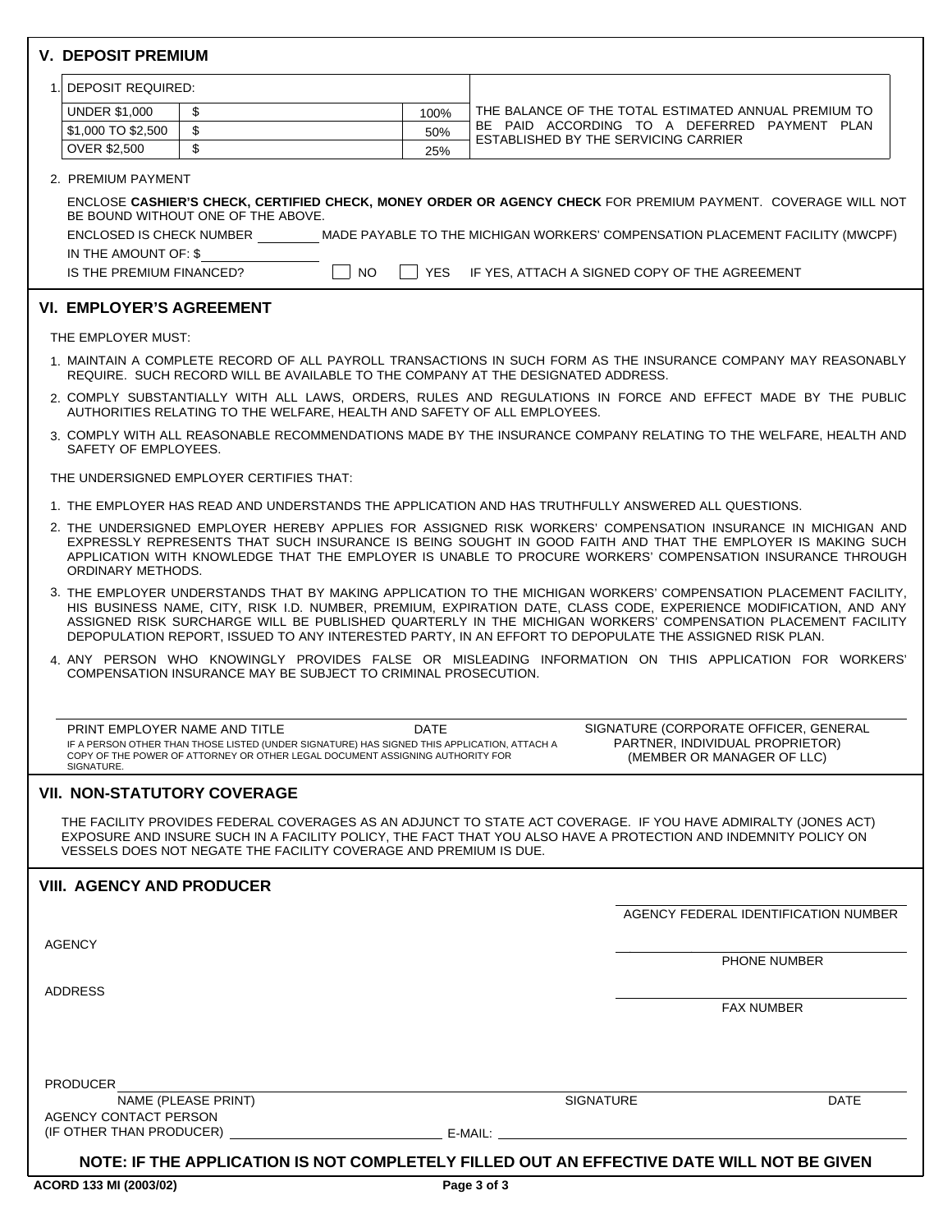## V. DEPOSIT PREMIUM

1. DEPOSIT REQUIRED:

| | | | |
|---|---|---|---|
| UNDER $1,000 | $ | 100% | THE BALANCE OF THE TOTAL ESTIMATED ANNUAL PREMIUM TO BE PAID ACCORDING TO A DEFERRED PAYMENT PLAN ESTABLISHED BY THE SERVICING CARRIER |
| $1,000 TO $2,500 | $ | 50% | |
| OVER $2,500 | $ | 25% | |

2. PREMIUM PAYMENT

ENCLOSE **CASHIER'S CHECK, CERTIFIED CHECK, MONEY ORDER OR AGENCY CHECK** FOR PREMIUM PAYMENT. COVERAGE WILL NOT BE BOUND WITHOUT ONE OF THE ABOVE.

ENCLOSED IS CHECK NUMBER ________ MADE PAYABLE TO THE MICHIGAN WORKERS' COMPENSATION PLACEMENT FACILITY (MWCPF)

IN THE AMOUNT OF: $ ________________

IS THE PREMIUM FINANCED? ☐ NO ☐ YES IF YES, ATTACH A SIGNED COPY OF THE AGREEMENT

## VI. EMPLOYER'S AGREEMENT

THE EMPLOYER MUST:

1. MAINTAIN A COMPLETE RECORD OF ALL PAYROLL TRANSACTIONS IN SUCH FORM AS THE INSURANCE COMPANY MAY REASONABLY REQUIRE. SUCH RECORD WILL BE AVAILABLE TO THE COMPANY AT THE DESIGNATED ADDRESS.
2. COMPLY SUBSTANTIALLY WITH ALL LAWS, ORDERS, RULES AND REGULATIONS IN FORCE AND EFFECT MADE BY THE PUBLIC AUTHORITIES RELATING TO THE WELFARE, HEALTH AND SAFETY OF ALL EMPLOYEES.
3. COMPLY WITH ALL REASONABLE RECOMMENDATIONS MADE BY THE INSURANCE COMPANY RELATING TO THE WELFARE, HEALTH AND SAFETY OF EMPLOYEES.

THE UNDERSIGNED EMPLOYER CERTIFIES THAT:

1. THE EMPLOYER HAS READ AND UNDERSTANDS THE APPLICATION AND HAS TRUTHFULLY ANSWERED ALL QUESTIONS.
2. THE UNDERSIGNED EMPLOYER HEREBY APPLIES FOR ASSIGNED RISK WORKERS' COMPENSATION INSURANCE IN MICHIGAN AND EXPRESSLY REPRESENTS THAT SUCH INSURANCE IS BEING SOUGHT IN GOOD FAITH AND THAT THE EMPLOYER IS MAKING SUCH APPLICATION WITH KNOWLEDGE THAT THE EMPLOYER IS UNABLE TO PROCURE WORKERS' COMPENSATION INSURANCE THROUGH ORDINARY METHODS.
3. THE EMPLOYER UNDERSTANDS THAT BY MAKING APPLICATION TO THE MICHIGAN WORKERS' COMPENSATION PLACEMENT FACILITY, HIS BUSINESS NAME, CITY, RISK I.D. NUMBER, PREMIUM, EXPIRATION DATE, CLASS CODE, EXPERIENCE MODIFICATION, AND ANY ASSIGNED RISK SURCHARGE WILL BE PUBLISHED QUARTERLY IN THE MICHIGAN WORKERS' COMPENSATION PLACEMENT FACILITY DEPOPULATION REPORT, ISSUED TO ANY INTERESTED PARTY, IN AN EFFORT TO DEPOPULATE THE ASSIGNED RISK PLAN.
4. ANY PERSON WHO KNOWINGLY PROVIDES FALSE OR MISLEADING INFORMATION ON THIS APPLICATION FOR WORKERS' COMPENSATION INSURANCE MAY BE SUBJECT TO CRIMINAL PROSECUTION.

PRINT EMPLOYER NAME AND TITLE ________ DATE ________ SIGNATURE (CORPORATE OFFICER, GENERAL PARTNER, INDIVIDUAL PROPRIETOR) (MEMBER OR MANAGER OF LLC)

IF A PERSON OTHER THAN THOSE LISTED (UNDER SIGNATURE) HAS SIGNED THIS APPLICATION, ATTACH A COPY OF THE POWER OF ATTORNEY OR OTHER LEGAL DOCUMENT ASSIGNING AUTHORITY FOR SIGNATURE.

## VII. NON-STATUTORY COVERAGE

THE FACILITY PROVIDES FEDERAL COVERAGES AS AN ADJUNCT TO STATE ACT COVERAGE. IF YOU HAVE ADMIRALTY (JONES ACT) EXPOSURE AND INSURE SUCH IN A FACILITY POLICY, THE FACT THAT YOU ALSO HAVE A PROTECTION AND INDEMNITY POLICY ON VESSELS DOES NOT NEGATE THE FACILITY COVERAGE AND PREMIUM IS DUE.

## VIII. AGENCY AND PRODUCER

AGENCY FEDERAL IDENTIFICATION NUMBER ________

AGENCY ________

PHONE NUMBER ________

ADDRESS ________

FAX NUMBER ________

PRODUCER ________ NAME (PLEASE PRINT) ________ SIGNATURE ________ DATE ________

AGENCY CONTACT PERSON (IF OTHER THAN PRODUCER) ________ E-MAIL: ________

**NOTE: IF THE APPLICATION IS NOT COMPLETELY FILLED OUT AN EFFECTIVE DATE WILL NOT BE GIVEN**

ACORD 133 MI (2003/02)